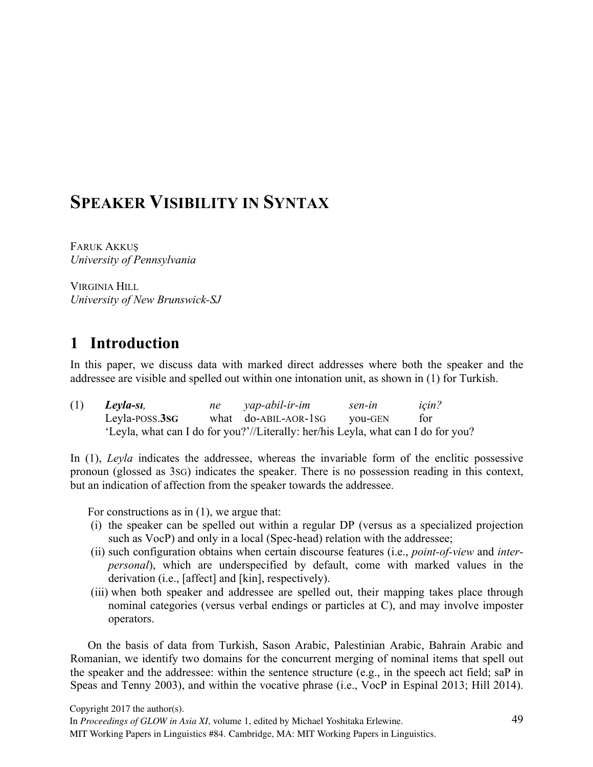# SPEAKER VISIBILITY IN SYNTAX

FARUK AKKUŞ
*University of Pennsylvania*

VIRGINIA HILL
*University of New Brunswick-SJ*

## 1 Introduction

In this paper, we discuss data with marked direct addresses where both the speaker and the addressee are visible and spelled out within one intonation unit, as shown in (1) for Turkish.

(1) ***Leyla-sı,*** *ne yap-abil-ir-im sen-in için?*
Leyla-POSS.**3SG** what do-ABIL-AOR-1SG you-GEN for
'Leyla, what can I do for you?'//Literally: her/his Leyla, what can I do for you?

In (1), *Leyla* indicates the addressee, whereas the invariable form of the enclitic possessive pronoun (glossed as 3SG) indicates the speaker. There is no possession reading in this context, but an indication of affection from the speaker towards the addressee.

For constructions as in (1), we argue that:

(i) the speaker can be spelled out within a regular DP (versus as a specialized projection such as VocP) and only in a local (Spec-head) relation with the addressee;
(ii) such configuration obtains when certain discourse features (i.e., *point-of-view* and *inter-personal*), which are underspecified by default, come with marked values in the derivation (i.e., [affect] and [kin], respectively).
(iii) when both speaker and addressee are spelled out, their mapping takes place through nominal categories (versus verbal endings or particles at C), and may involve imposter operators.

On the basis of data from Turkish, Sason Arabic, Palestinian Arabic, Bahrain Arabic and Romanian, we identify two domains for the concurrent merging of nominal items that spell out the speaker and the addressee: within the sentence structure (e.g., in the speech act field; saP in Speas and Tenny 2003), and within the vocative phrase (i.e., VocP in Espinal 2013; Hill 2014).

Copyright 2017 the author(s).
In *Proceedings of GLOW in Asia XI*, volume 1, edited by Michael Yoshitaka Erlewine.
MIT Working Papers in Linguistics #84. Cambridge, MA: MIT Working Papers in Linguistics.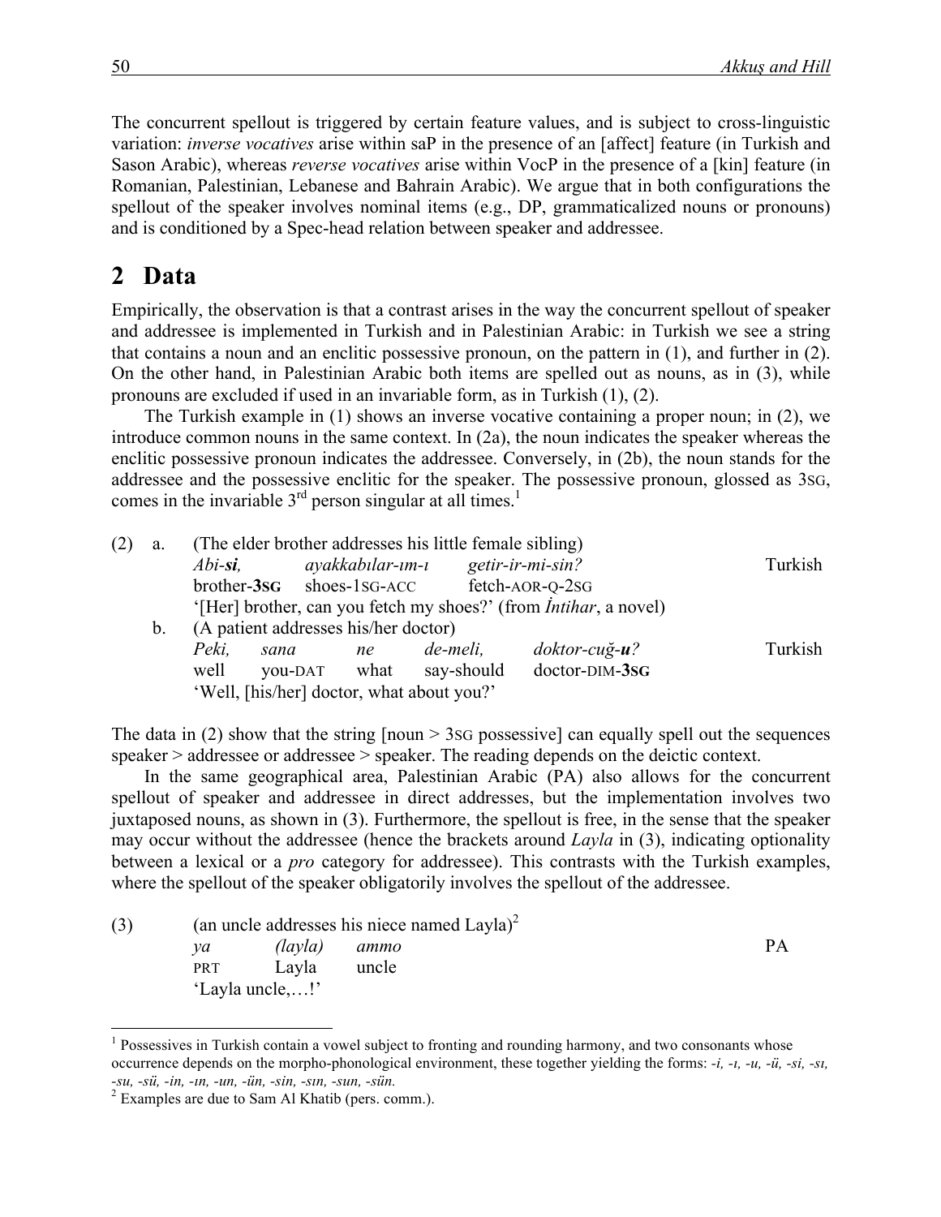The concurrent spellout is triggered by certain feature values, and is subject to cross-linguistic variation: *inverse vocatives* arise within saP in the presence of an [affect] feature (in Turkish and Sason Arabic), whereas *reverse vocatives* arise within VocP in the presence of a [kin] feature (in Romanian, Palestinian, Lebanese and Bahrain Arabic). We argue that in both configurations the spellout of the speaker involves nominal items (e.g., DP, grammaticalized nouns or pronouns) and is conditioned by a Spec-head relation between speaker and addressee.

# 2 Data

Empirically, the observation is that a contrast arises in the way the concurrent spellout of speaker and addressee is implemented in Turkish and in Palestinian Arabic: in Turkish we see a string that contains a noun and an enclitic possessive pronoun, on the pattern in (1), and further in (2). On the other hand, in Palestinian Arabic both items are spelled out as nouns, as in (3), while pronouns are excluded if used in an invariable form, as in Turkish (1), (2).

The Turkish example in (1) shows an inverse vocative containing a proper noun; in (2), we introduce common nouns in the same context. In (2a), the noun indicates the speaker whereas the enclitic possessive pronoun indicates the addressee. Conversely, in (2b), the noun stands for the addressee and the possessive enclitic for the speaker. The possessive pronoun, glossed as 3SG, comes in the invariable 3rd person singular at all times.[1]

(2) a. (The elder brother addresses his little female sibling)

*Abi-**si**,* *ayakkabılar-ım-ı* *getir-ir-mi-sin?* — Turkish
brother-**3SG** shoes-1SG-ACC fetch-AOR-Q-2SG
'[Her] brother, can you fetch my shoes?' (from *İntihar*, a novel)

b. (A patient addresses his/her doctor)

*Peki,* *sana* *ne* *de-meli,* *doktor-cuğ-**u**?* — Turkish
well you-DAT what say-should doctor-DIM-**3SG**
'Well, [his/her] doctor, what about you?'

The data in (2) show that the string [noun > 3SG possessive] can equally spell out the sequences speaker > addressee or addressee > speaker. The reading depends on the deictic context.

In the same geographical area, Palestinian Arabic (PA) also allows for the concurrent spellout of speaker and addressee in direct addresses, but the implementation involves two juxtaposed nouns, as shown in (3). Furthermore, the spellout is free, in the sense that the speaker may occur without the addressee (hence the brackets around *Layla* in (3), indicating optionality between a lexical or a *pro* category for addressee). This contrasts with the Turkish examples, where the spellout of the speaker obligatorily involves the spellout of the addressee.

(3) (an uncle addresses his niece named Layla)[2]

*ya* *(layla)* *ammo* — PA
PRT Layla uncle
'Layla uncle,…!'

---

[1] Possessives in Turkish contain a vowel subject to fronting and rounding harmony, and two consonants whose occurrence depends on the morpho-phonological environment, these together yielding the forms: *-i, -ı, -u, -ü, -si, -sı, -su, -sü, -in, -ın, -un, -ün, -sin, -sın, -sun, -sün*.

[2] Examples are due to Sam Al Khatib (pers. comm.).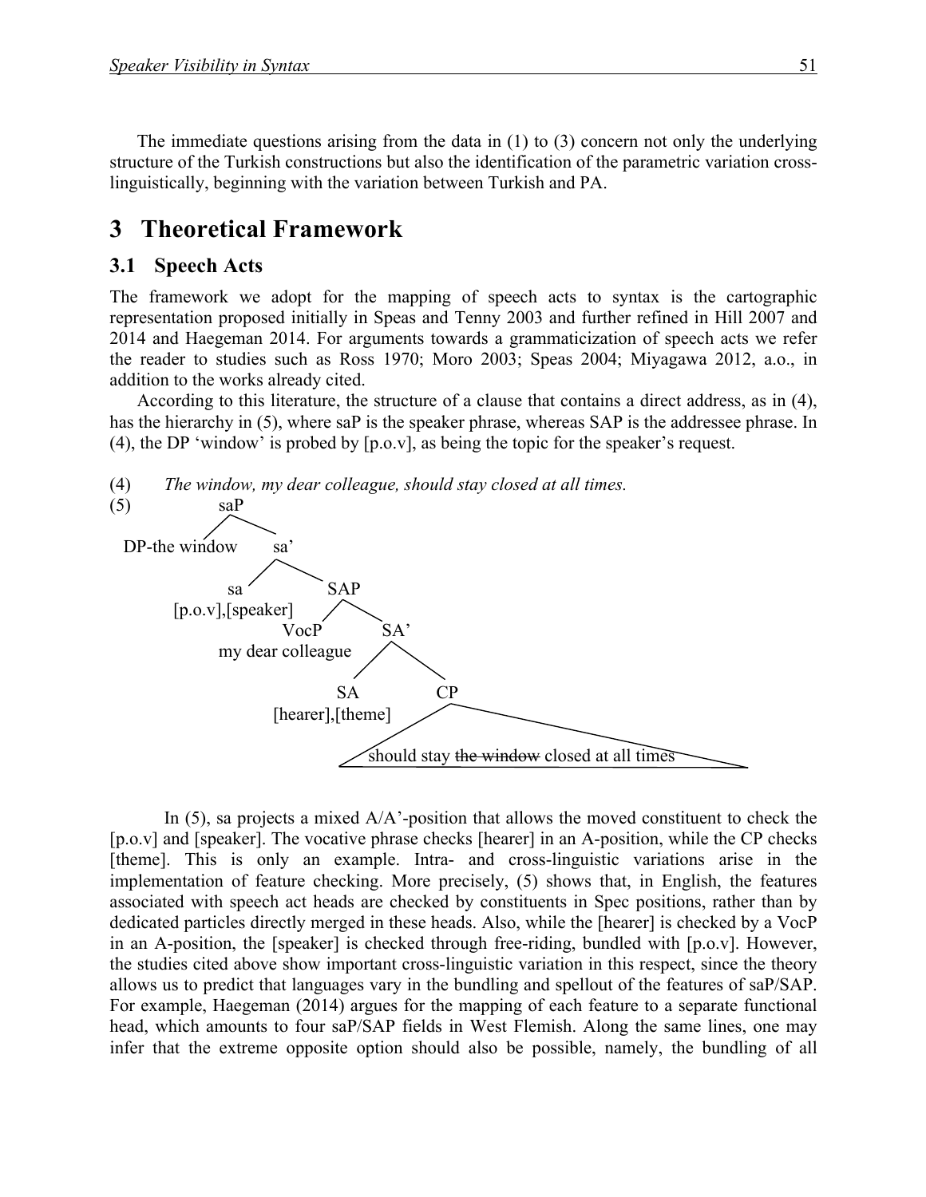The immediate questions arising from the data in (1) to (3) concern not only the underlying structure of the Turkish constructions but also the identification of the parametric variation cross-linguistically, beginning with the variation between Turkish and PA.

# 3 Theoretical Framework

## 3.1 Speech Acts

The framework we adopt for the mapping of speech acts to syntax is the cartographic representation proposed initially in Speas and Tenny 2003 and further refined in Hill 2007 and 2014 and Haegeman 2014. For arguments towards a grammaticization of speech acts we refer the reader to studies such as Ross 1970; Moro 2003; Speas 2004; Miyagawa 2012, a.o., in addition to the works already cited.

According to this literature, the structure of a clause that contains a direct address, as in (4), has the hierarchy in (5), where saP is the speaker phrase, whereas SAP is the addressee phrase. In (4), the DP 'window' is probed by [p.o.v], as being the topic for the speaker's request.

(4) *The window, my dear colleague, should stay closed at all times.*

(5)

```
saP
├── DP-the window
└── sa'
    ├── sa [p.o.v],[speaker]
    └── SAP
        ├── VocP my dear colleague
        └── SA'
            ├── SA [hearer],[theme]
            └── CP
                └── should stay ~~the window~~ closed at all times
```

In (5), sa projects a mixed A/A'-position that allows the moved constituent to check the [p.o.v] and [speaker]. The vocative phrase checks [hearer] in an A-position, while the CP checks [theme]. This is only an example. Intra- and cross-linguistic variations arise in the implementation of feature checking. More precisely, (5) shows that, in English, the features associated with speech act heads are checked by constituents in Spec positions, rather than by dedicated particles directly merged in these heads. Also, while the [hearer] is checked by a VocP in an A-position, the [speaker] is checked through free-riding, bundled with [p.o.v]. However, the studies cited above show important cross-linguistic variation in this respect, since the theory allows us to predict that languages vary in the bundling and spellout of the features of saP/SAP. For example, Haegeman (2014) argues for the mapping of each feature to a separate functional head, which amounts to four saP/SAP fields in West Flemish. Along the same lines, one may infer that the extreme opposite option should also be possible, namely, the bundling of all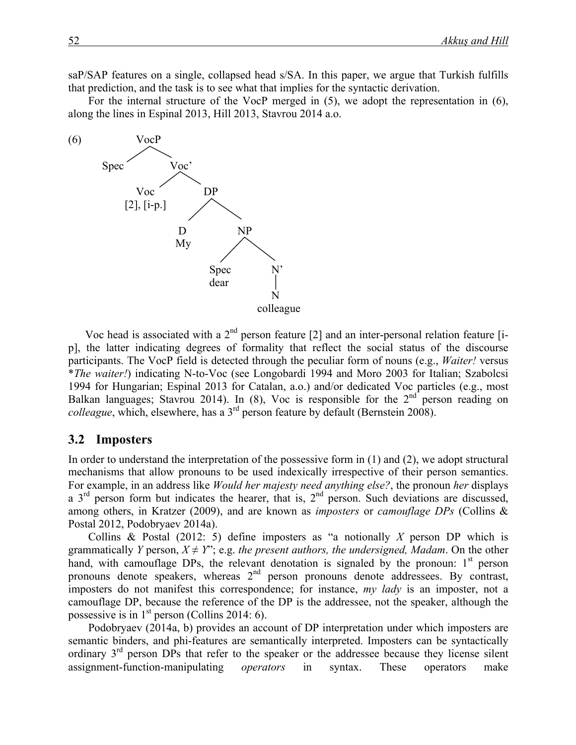saP/SAP features on a single, collapsed head s/SA. In this paper, we argue that Turkish fulfills that prediction, and the task is to see what that implies for the syntactic derivation.

For the internal structure of the VocP merged in (5), we adopt the representation in (6), along the lines in Espinal 2013, Hill 2013, Stavrou 2014 a.o.

(6)

```
            VocP
           /    \
       Spec      Voc'
                /    \
             Voc      DP
       [2], [i-p.]   /  \
                    D    NP
                    My  /  \
                     Spec   N'
                     dear   |
                            N
                        colleague
```

Voc head is associated with a 2nd person feature [2] and an inter-personal relation feature [i-p], the latter indicating degrees of formality that reflect the social status of the discourse participants. The VocP field is detected through the peculiar form of nouns (e.g., *Waiter!* versus **The waiter!*) indicating N-to-Voc (see Longobardi 1994 and Moro 2003 for Italian; Szabolcsi 1994 for Hungarian; Espinal 2013 for Catalan, a.o.) and/or dedicated Voc particles (e.g., most Balkan languages; Stavrou 2014). In (8), Voc is responsible for the 2nd person reading on *colleague*, which, elsewhere, has a 3rd person feature by default (Bernstein 2008).

## 3.2 Imposters

In order to understand the interpretation of the possessive form in (1) and (2), we adopt structural mechanisms that allow pronouns to be used indexically irrespective of their person semantics. For example, in an address like *Would her majesty need anything else?*, the pronoun *her* displays a 3rd person form but indicates the hearer, that is, 2nd person. Such deviations are discussed, among others, in Kratzer (2009), and are known as *imposters* or *camouflage DPs* (Collins & Postal 2012, Podobryaev 2014a).

Collins & Postal (2012: 5) define imposters as "a notionally *X* person DP which is grammatically *Y* person, $X \neq Y$"; e.g. *the present authors, the undersigned, Madam*. On the other hand, with camouflage DPs, the relevant denotation is signaled by the pronoun: 1st person pronouns denote speakers, whereas 2nd person pronouns denote addressees. By contrast, imposters do not manifest this correspondence; for instance, *my lady* is an imposter, not a camouflage DP, because the reference of the DP is the addressee, not the speaker, although the possessive is in 1st person (Collins 2014: 6).

Podobryaev (2014a, b) provides an account of DP interpretation under which imposters are semantic binders, and phi-features are semantically interpreted. Imposters can be syntactically ordinary 3rd person DPs that refer to the speaker or the addressee because they license silent assignment-function-manipulating *operators* in syntax. These operators make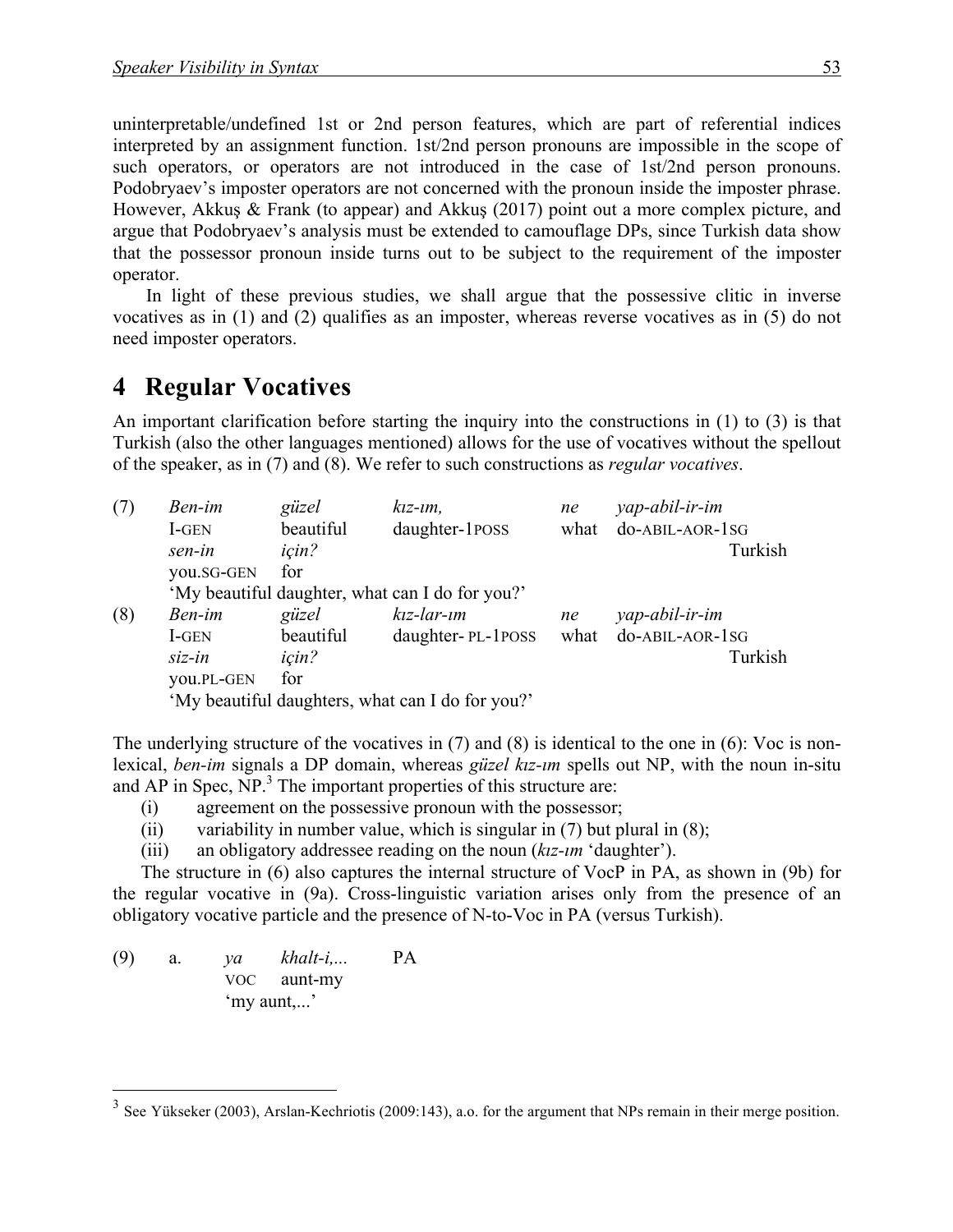uninterpretable/undefined 1st or 2nd person features, which are part of referential indices interpreted by an assignment function. 1st/2nd person pronouns are impossible in the scope of such operators, or operators are not introduced in the case of 1st/2nd person pronouns. Podobryaev's imposter operators are not concerned with the pronoun inside the imposter phrase. However, Akkuş & Frank (to appear) and Akkuş (2017) point out a more complex picture, and argue that Podobryaev's analysis must be extended to camouflage DPs, since Turkish data show that the possessor pronoun inside turns out to be subject to the requirement of the imposter operator.

In light of these previous studies, we shall argue that the possessive clitic in inverse vocatives as in (1) and (2) qualifies as an imposter, whereas reverse vocatives as in (5) do not need imposter operators.

# 4 Regular Vocatives

An important clarification before starting the inquiry into the constructions in (1) to (3) is that Turkish (also the other languages mentioned) allows for the use of vocatives without the spellout of the speaker, as in (7) and (8). We refer to such constructions as *regular vocatives*.

(7) *Ben-im* *güzel* *kız-ım,* *ne* *yap-abil-ir-im*
I-GEN beautiful daughter-1POSS what do-ABIL-AOR-1SG
*sen-in* *için?* Turkish
you.SG-GEN for
'My beautiful daughter, what can I do for you?'

(8) *Ben-im* *güzel* *kız-lar-ım* *ne* *yap-abil-ir-im*
I-GEN beautiful daughter- PL-1POSS what do-ABIL-AOR-1SG
*siz-in* *için?* Turkish
you.PL-GEN for
'My beautiful daughters, what can I do for you?'

The underlying structure of the vocatives in (7) and (8) is identical to the one in (6): Voc is non-lexical, *ben-im* signals a DP domain, whereas *güzel kız-ım* spells out NP, with the noun in-situ and AP in Spec, NP.[3] The important properties of this structure are:

(i) agreement on the possessive pronoun with the possessor;
(ii) variability in number value, which is singular in (7) but plural in (8);
(iii) an obligatory addressee reading on the noun (*kız-ım* 'daughter').

The structure in (6) also captures the internal structure of VocP in PA, as shown in (9b) for the regular vocative in (9a). Cross-linguistic variation arises only from the presence of an obligatory vocative particle and the presence of N-to-Voc in PA (versus Turkish).

(9) a. *ya* *khalt-i,...* PA
VOC aunt-my
'my aunt,...'

[3] See Yükseker (2003), Arslan-Kechriotis (2009:143), a.o. for the argument that NPs remain in their merge position.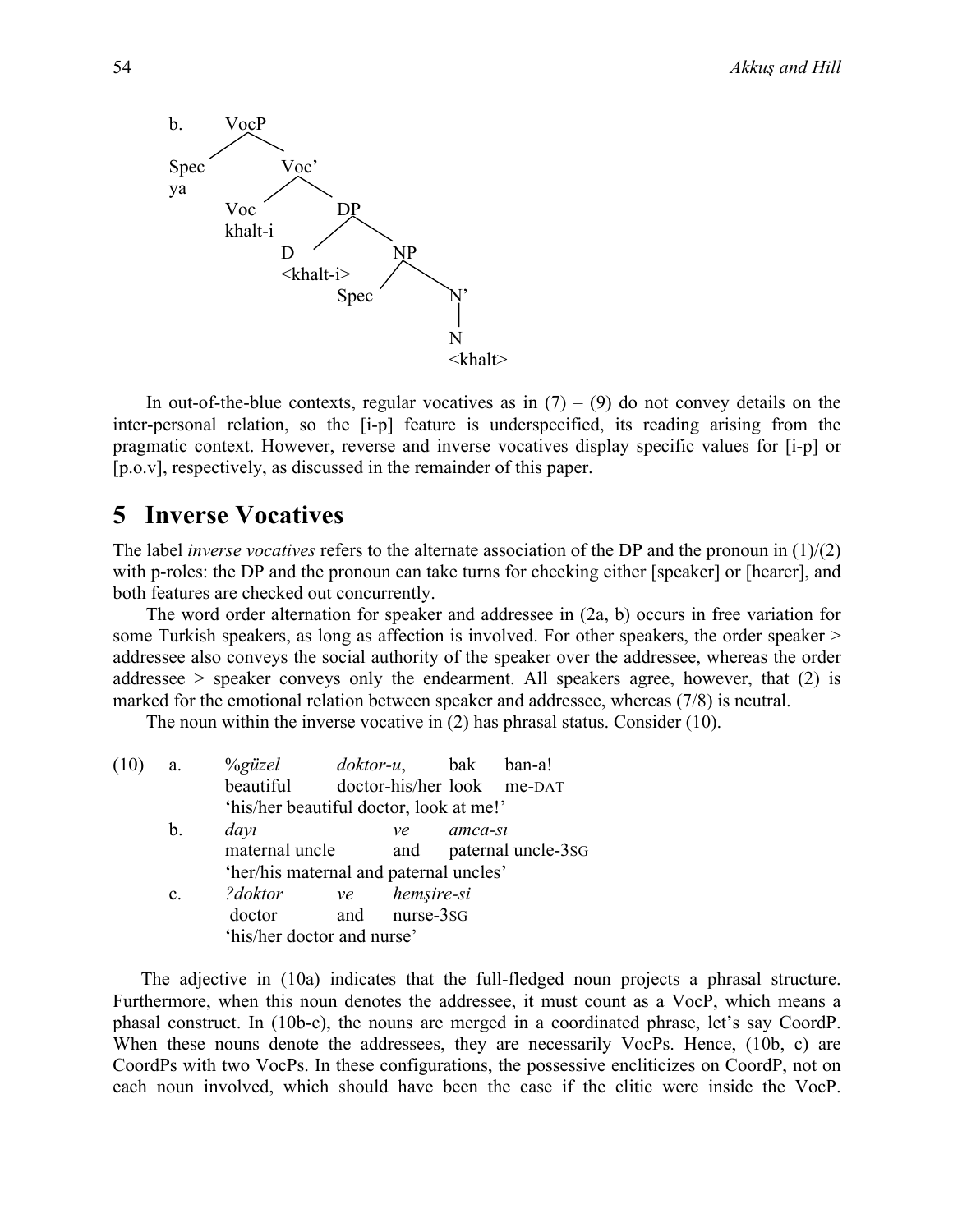b. 

```
        VocP
       /    \
   Spec      Voc'
   ya       /    \
         Voc      DP
         khalt-i /  \
               D     NP
          <khalt-i> /  \
                 Spec   N'
                        |
                        N
                     <khalt>
```

In out-of-the-blue contexts, regular vocatives as in (7) – (9) do not convey details on the inter-personal relation, so the [i-p] feature is underspecified, its reading arising from the pragmatic context. However, reverse and inverse vocatives display specific values for [i-p] or [p.o.v], respectively, as discussed in the remainder of this paper.

## 5 Inverse Vocatives

The label *inverse vocatives* refers to the alternate association of the DP and the pronoun in (1)/(2) with p-roles: the DP and the pronoun can take turns for checking either [speaker] or [hearer], and both features are checked out concurrently.

The word order alternation for speaker and addressee in (2a, b) occurs in free variation for some Turkish speakers, as long as affection is involved. For other speakers, the order speaker > addressee also conveys the social authority of the speaker over the addressee, whereas the order addressee > speaker conveys only the endearment. All speakers agree, however, that (2) is marked for the emotional relation between speaker and addressee, whereas (7/8) is neutral.

The noun within the inverse vocative in (2) has phrasal status. Consider (10).

(10) a. *%güzel doktor-u,* bak ban-a!
  beautiful doctor-his/her look me-DAT
  'his/her beautiful doctor, look at me!'

 b. *dayı ve amca-sı*
  maternal uncle and paternal uncle-3SG
  'her/his maternal and paternal uncles'

 c. *?doktor ve hemşire-si*
  doctor and nurse-3SG
  'his/her doctor and nurse'

The adjective in (10a) indicates that the full-fledged noun projects a phrasal structure. Furthermore, when this noun denotes the addressee, it must count as a VocP, which means a phasal construct. In (10b-c), the nouns are merged in a coordinated phrase, let's say CoordP. When these nouns denote the addressees, they are necessarily VocPs. Hence, (10b, c) are CoordPs with two VocPs. In these configurations, the possessive encliticizes on CoordP, not on each noun involved, which should have been the case if the clitic were inside the VocP.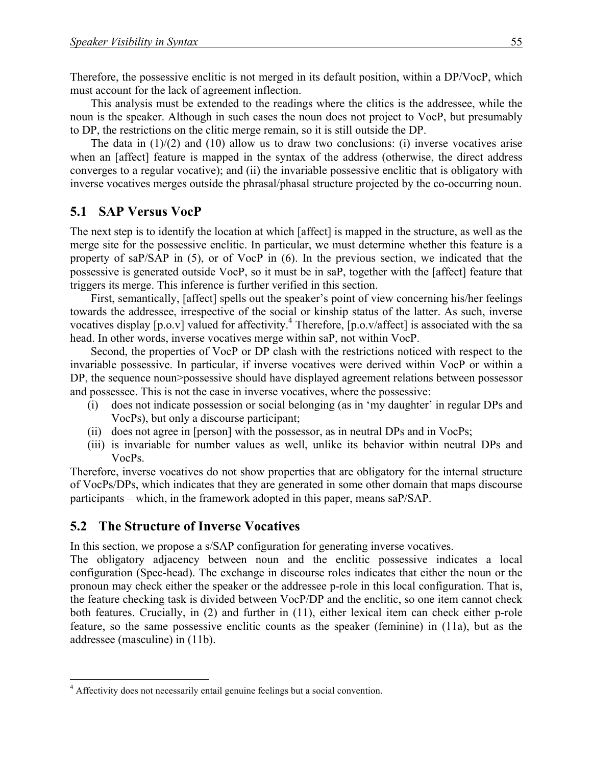Therefore, the possessive enclitic is not merged in its default position, within a DP/VocP, which must account for the lack of agreement inflection.

This analysis must be extended to the readings where the clitics is the addressee, while the noun is the speaker. Although in such cases the noun does not project to VocP, but presumably to DP, the restrictions on the clitic merge remain, so it is still outside the DP.

The data in (1)/(2) and (10) allow us to draw two conclusions: (i) inverse vocatives arise when an [affect] feature is mapped in the syntax of the address (otherwise, the direct address converges to a regular vocative); and (ii) the invariable possessive enclitic that is obligatory with inverse vocatives merges outside the phrasal/phasal structure projected by the co-occurring noun.

## 5.1 SAP Versus VocP

The next step is to identify the location at which [affect] is mapped in the structure, as well as the merge site for the possessive enclitic. In particular, we must determine whether this feature is a property of saP/SAP in (5), or of VocP in (6). In the previous section, we indicated that the possessive is generated outside VocP, so it must be in saP, together with the [affect] feature that triggers its merge. This inference is further verified in this section.

First, semantically, [affect] spells out the speaker's point of view concerning his/her feelings towards the addressee, irrespective of the social or kinship status of the latter. As such, inverse vocatives display [p.o.v] valued for affectivity.[4] Therefore, [p.o.v/affect] is associated with the sa head. In other words, inverse vocatives merge within saP, not within VocP.

Second, the properties of VocP or DP clash with the restrictions noticed with respect to the invariable possessive. In particular, if inverse vocatives were derived within VocP or within a DP, the sequence noun>possessive should have displayed agreement relations between possessor and possessee. This is not the case in inverse vocatives, where the possessive:

(i) does not indicate possession or social belonging (as in 'my daughter' in regular DPs and VocPs), but only a discourse participant;
(ii) does not agree in [person] with the possessor, as in neutral DPs and in VocPs;
(iii) is invariable for number values as well, unlike its behavior within neutral DPs and VocPs.

Therefore, inverse vocatives do not show properties that are obligatory for the internal structure of VocPs/DPs, which indicates that they are generated in some other domain that maps discourse participants – which, in the framework adopted in this paper, means saP/SAP.

## 5.2 The Structure of Inverse Vocatives

In this section, we propose a s/SAP configuration for generating inverse vocatives.

The obligatory adjacency between noun and the enclitic possessive indicates a local configuration (Spec-head). The exchange in discourse roles indicates that either the noun or the pronoun may check either the speaker or the addressee p-role in this local configuration. That is, the feature checking task is divided between VocP/DP and the enclitic, so one item cannot check both features. Crucially, in (2) and further in (11), either lexical item can check either p-role feature, so the same possessive enclitic counts as the speaker (feminine) in (11a), but as the addressee (masculine) in (11b).

---

[4] Affectivity does not necessarily entail genuine feelings but a social convention.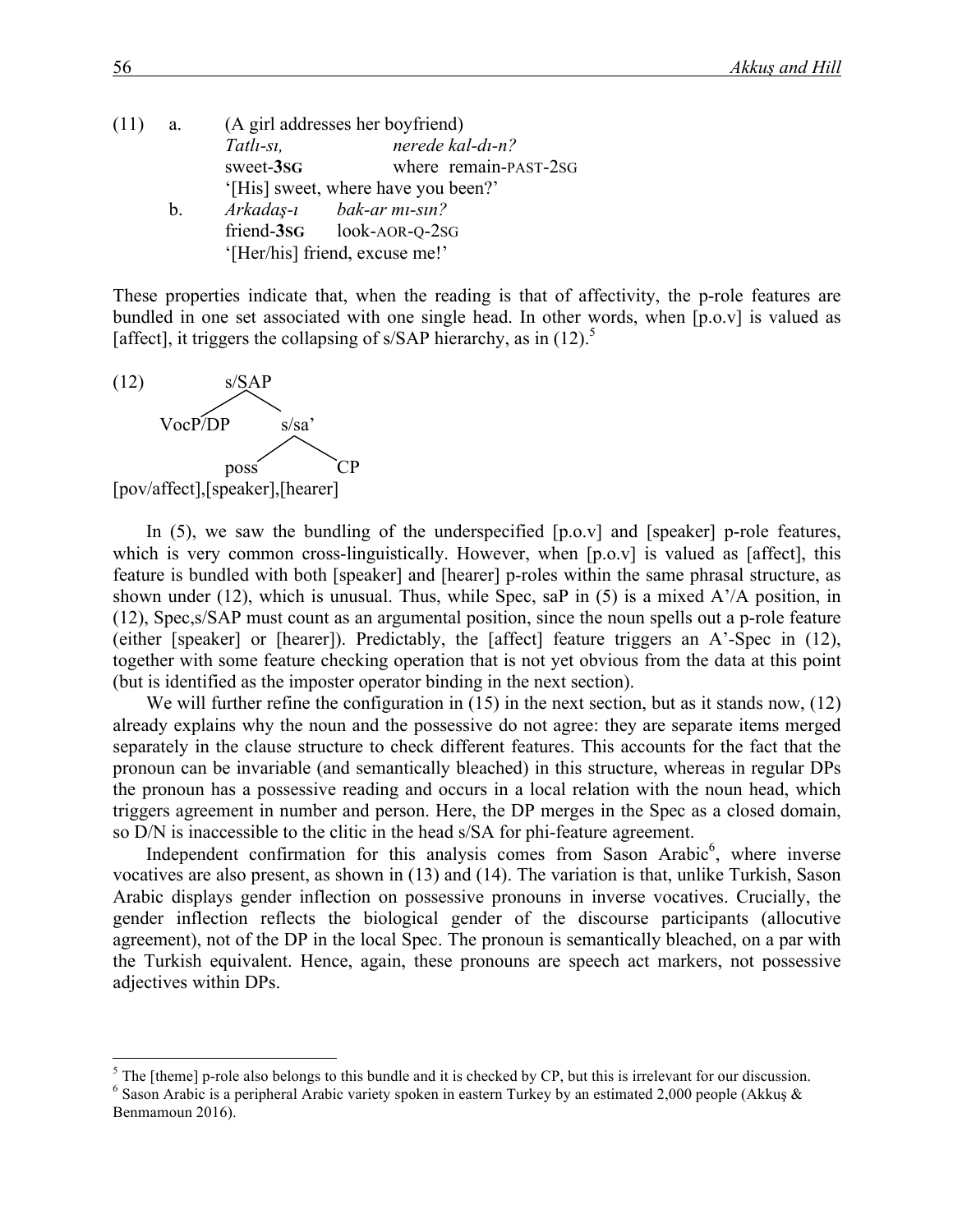(11) a. (A girl addresses her boyfriend)

*Tatlı-sı, nerede kal-dı-n?*
sweet-**3SG** where remain-PAST-2SG
'[His] sweet, where have you been?'

b. *Arkadaş-ı bak-ar mı-sın?*
friend-**3SG** look-AOR-Q-2SG
'[Her/his] friend, excuse me!'

These properties indicate that, when the reading is that of affectivity, the p-role features are bundled in one set associated with one single head. In other words, when [p.o.v] is valued as [affect], it triggers the collapsing of s/SAP hierarchy, as in (12).[5]

(12)

```
           s/SAP
          /     \
    VocP/DP     s/sa'
               /     \
            poss      CP
[pov/affect],[speaker],[hearer]
```

In (5), we saw the bundling of the underspecified [p.o.v] and [speaker] p-role features, which is very common cross-linguistically. However, when [p.o.v] is valued as [affect], this feature is bundled with both [speaker] and [hearer] p-roles within the same phrasal structure, as shown under (12), which is unusual. Thus, while Spec, saP in (5) is a mixed A'/A position, in (12), Spec,s/SAP must count as an argumental position, since the noun spells out a p-role feature (either [speaker] or [hearer]). Predictably, the [affect] feature triggers an A'-Spec in (12), together with some feature checking operation that is not yet obvious from the data at this point (but is identified as the imposter operator binding in the next section).

We will further refine the configuration in (15) in the next section, but as it stands now, (12) already explains why the noun and the possessive do not agree: they are separate items merged separately in the clause structure to check different features. This accounts for the fact that the pronoun can be invariable (and semantically bleached) in this structure, whereas in regular DPs the pronoun has a possessive reading and occurs in a local relation with the noun head, which triggers agreement in number and person. Here, the DP merges in the Spec as a closed domain, so D/N is inaccessible to the clitic in the head s/SA for phi-feature agreement.

Independent confirmation for this analysis comes from Sason Arabic[6], where inverse vocatives are also present, as shown in (13) and (14). The variation is that, unlike Turkish, Sason Arabic displays gender inflection on possessive pronouns in inverse vocatives. Crucially, the gender inflection reflects the biological gender of the discourse participants (allocutive agreement), not of the DP in the local Spec. The pronoun is semantically bleached, on a par with the Turkish equivalent. Hence, again, these pronouns are speech act markers, not possessive adjectives within DPs.

---

[5] The [theme] p-role also belongs to this bundle and it is checked by CP, but this is irrelevant for our discussion.

[6] Sason Arabic is a peripheral Arabic variety spoken in eastern Turkey by an estimated 2,000 people (Akkuş & Benmamoun 2016).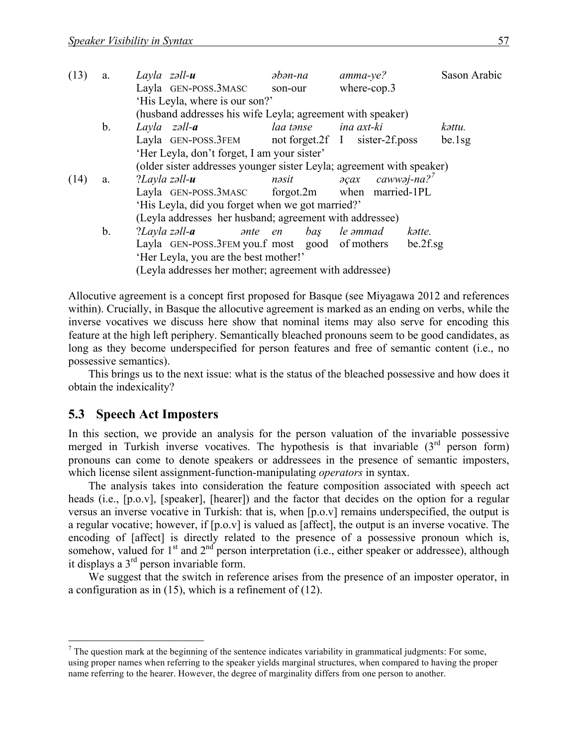(13) a. *Layla zəll-**u*** *əbən-na* *amma-ye?* Sason Arabic
Layla GEN-POSS.3MASC son-our where-cop.3
'His Leyla, where is our son?'
(husband addresses his wife Leyla; agreement with speaker)

b. *Layla zəll-**a*** *laa tənse* *ina axt-ki* *kəttu.*
Layla GEN-POSS.3FEM not forget.2f I sister-2f.poss be.1sg
'Her Leyla, don't forget, I am your sister'
(older sister addresses younger sister Leyla; agreement with speaker)

(14) a. ?*Layla zəll-**u*** *nəsit* *əçax cawwəj-na?*[7]
Layla GEN-POSS.3MASC forgot.2m when married-1PL
'His Leyla, did you forget when we got married?'
(Leyla addresses her husband; agreement with addressee)

b. ?*Layla zəll-**a*** *ənte en baş le əmmad kətte.*
Layla GEN-POSS.3FEM you.f most good of mothers be.2f.sg
'Her Leyla, you are the best mother!'
(Leyla addresses her mother; agreement with addressee)

Allocutive agreement is a concept first proposed for Basque (see Miyagawa 2012 and references within). Crucially, in Basque the allocutive agreement is marked as an ending on verbs, while the inverse vocatives we discuss here show that nominal items may also serve for encoding this feature at the high left periphery. Semantically bleached pronouns seem to be good candidates, as long as they become underspecified for person features and free of semantic content (i.e., no possessive semantics).

This brings us to the next issue: what is the status of the bleached possessive and how does it obtain the indexicality?

## 5.3 Speech Act Imposters

In this section, we provide an analysis for the person valuation of the invariable possessive merged in Turkish inverse vocatives. The hypothesis is that invariable (3rd person form) pronouns can come to denote speakers or addressees in the presence of semantic imposters, which license silent assignment-function-manipulating *operators* in syntax.

The analysis takes into consideration the feature composition associated with speech act heads (i.e., [p.o.v], [speaker], [hearer]) and the factor that decides on the option for a regular versus an inverse vocative in Turkish: that is, when [p.o.v] remains underspecified, the output is a regular vocative; however, if [p.o.v] is valued as [affect], the output is an inverse vocative. The encoding of [affect] is directly related to the presence of a possessive pronoun which is, somehow, valued for 1st and 2nd person interpretation (i.e., either speaker or addressee), although it displays a 3rd person invariable form.

We suggest that the switch in reference arises from the presence of an imposter operator, in a configuration as in (15), which is a refinement of (12).

[7] The question mark at the beginning of the sentence indicates variability in grammatical judgments: For some, using proper names when referring to the speaker yields marginal structures, when compared to having the proper name referring to the hearer. However, the degree of marginality differs from one person to another.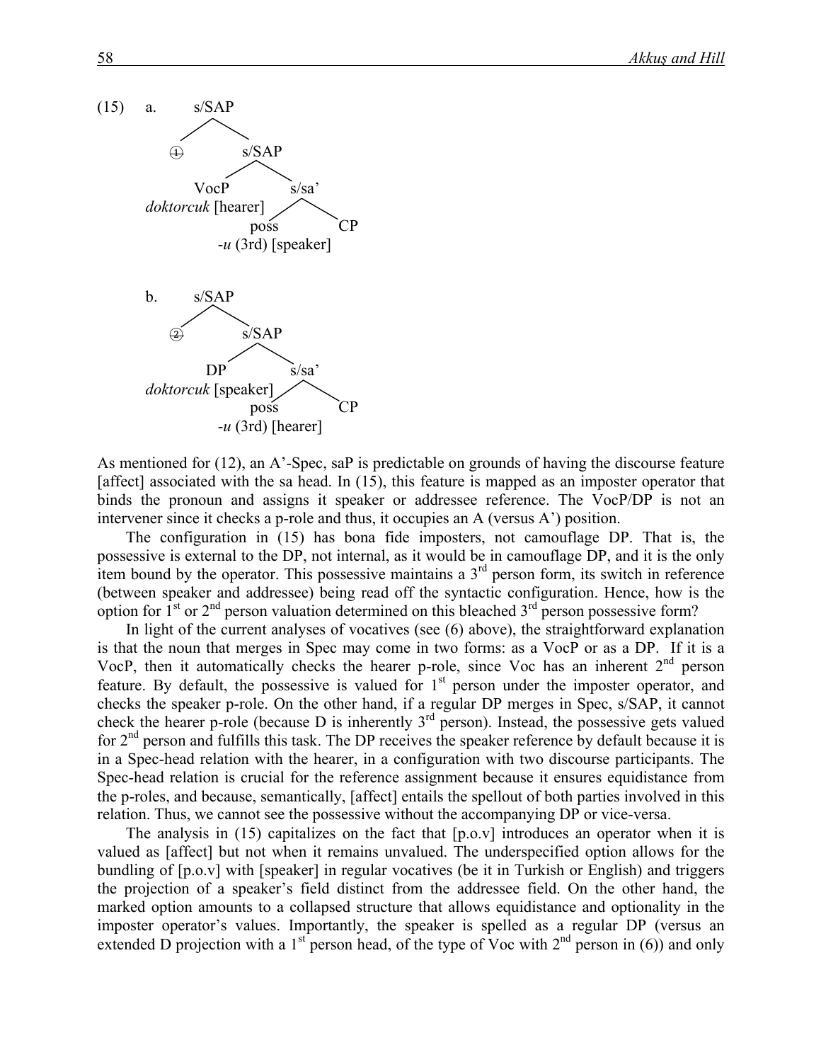(15) a.

```
          s/SAP
         /     \
      (1)      s/SAP
              /     \
          VocP       s/sa'
  doktorcuk [hearer]  /   \
                   poss    CP
           -u (3rd) [speaker]
```

b.

```
          s/SAP
         /     \
      (2)      s/SAP
              /     \
            DP       s/sa'
  doktorcuk [speaker] /   \
                   poss    CP
           -u (3rd) [hearer]
```

As mentioned for (12), an A'-Spec, saP is predictable on grounds of having the discourse feature [affect] associated with the sa head. In (15), this feature is mapped as an imposter operator that binds the pronoun and assigns it speaker or addressee reference. The VocP/DP is not an intervener since it checks a p-role and thus, it occupies an A (versus A') position.

The configuration in (15) has bona fide imposters, not camouflage DP. That is, the possessive is external to the DP, not internal, as it would be in camouflage DP, and it is the only item bound by the operator. This possessive maintains a 3rd person form, its switch in reference (between speaker and addressee) being read off the syntactic configuration. Hence, how is the option for 1st or 2nd person valuation determined on this bleached 3rd person possessive form?

In light of the current analyses of vocatives (see (6) above), the straightforward explanation is that the noun that merges in Spec may come in two forms: as a VocP or as a DP. If it is a VocP, then it automatically checks the hearer p-role, since Voc has an inherent 2nd person feature. By default, the possessive is valued for 1st person under the imposter operator, and checks the speaker p-role. On the other hand, if a regular DP merges in Spec, s/SAP, it cannot check the hearer p-role (because D is inherently 3rd person). Instead, the possessive gets valued for 2nd person and fulfills this task. The DP receives the speaker reference by default because it is in a Spec-head relation with the hearer, in a configuration with two discourse participants. The Spec-head relation is crucial for the reference assignment because it ensures equidistance from the p-roles, and because, semantically, [affect] entails the spellout of both parties involved in this relation. Thus, we cannot see the possessive without the accompanying DP or vice-versa.

The analysis in (15) capitalizes on the fact that [p.o.v] introduces an operator when it is valued as [affect] but not when it remains unvalued. The underspecified option allows for the bundling of [p.o.v] with [speaker] in regular vocatives (be it in Turkish or English) and triggers the projection of a speaker's field distinct from the addressee field. On the other hand, the marked option amounts to a collapsed structure that allows equidistance and optionality in the imposter operator's values. Importantly, the speaker is spelled as a regular DP (versus an extended D projection with a 1st person head, of the type of Voc with 2nd person in (6)) and only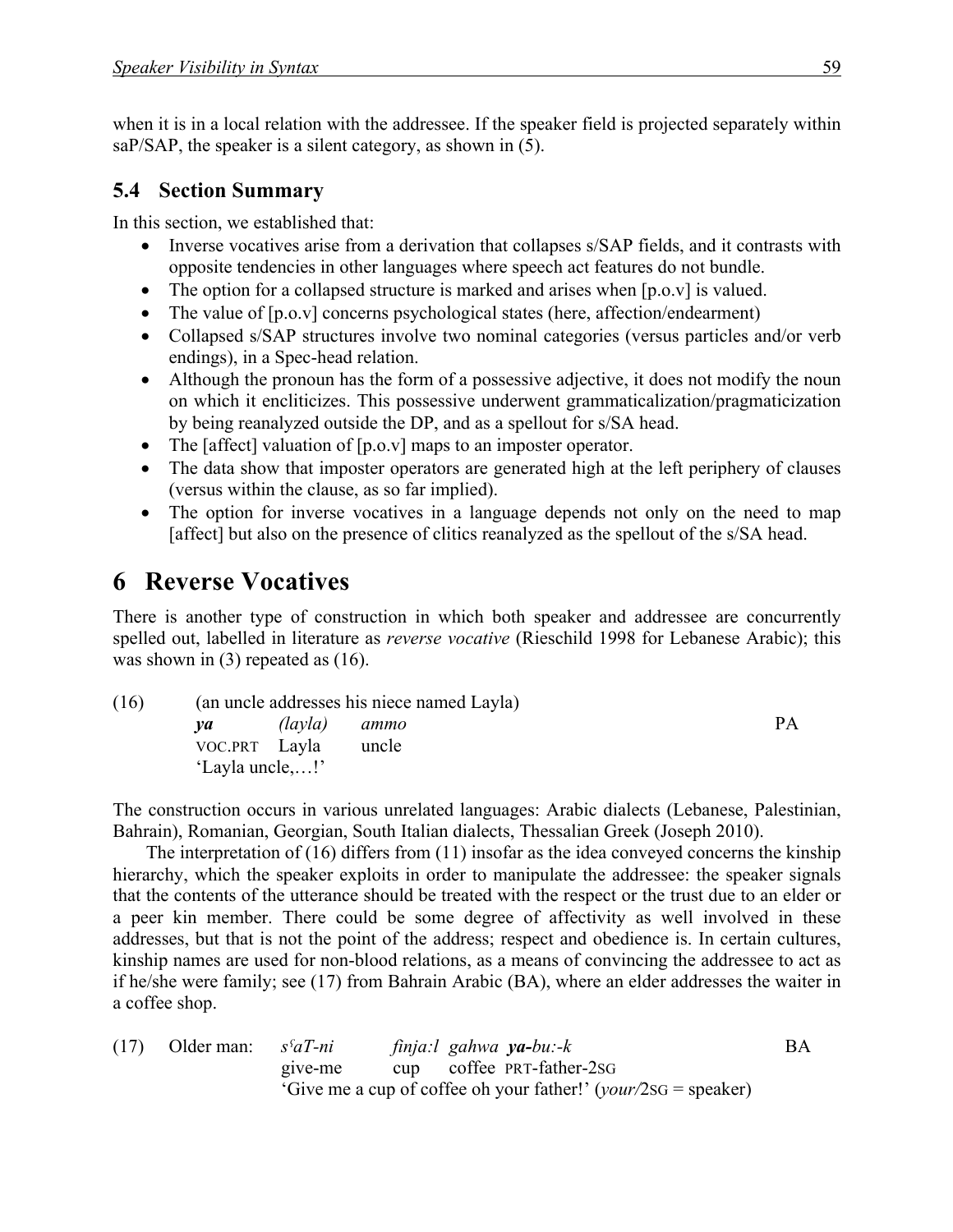when it is in a local relation with the addressee. If the speaker field is projected separately within saP/SAP, the speaker is a silent category, as shown in (5).

## 5.4 Section Summary

In this section, we established that:

- Inverse vocatives arise from a derivation that collapses s/SAP fields, and it contrasts with opposite tendencies in other languages where speech act features do not bundle.
- The option for a collapsed structure is marked and arises when [p.o.v] is valued.
- The value of [p.o.v] concerns psychological states (here, affection/endearment)
- Collapsed s/SAP structures involve two nominal categories (versus particles and/or verb endings), in a Spec-head relation.
- Although the pronoun has the form of a possessive adjective, it does not modify the noun on which it encliticizes. This possessive underwent grammaticalization/pragmaticization by being reanalyzed outside the DP, and as a spellout for s/SA head.
- The [affect] valuation of [p.o.v] maps to an imposter operator.
- The data show that imposter operators are generated high at the left periphery of clauses (versus within the clause, as so far implied).
- The option for inverse vocatives in a language depends not only on the need to map [affect] but also on the presence of clitics reanalyzed as the spellout of the s/SA head.

# 6 Reverse Vocatives

There is another type of construction in which both speaker and addressee are concurrently spelled out, labelled in literature as *reverse vocative* (Rieschild 1998 for Lebanese Arabic); this was shown in (3) repeated as (16).

(16) (an uncle addresses his niece named Layla)

| | | | |
|---|---|---|---|
| ***ya*** | *(layla)* | *ammo* | PA |
| VOC.PRT | Layla | uncle | |

'Layla uncle,…!'

The construction occurs in various unrelated languages: Arabic dialects (Lebanese, Palestinian, Bahrain), Romanian, Georgian, South Italian dialects, Thessalian Greek (Joseph 2010).

The interpretation of (16) differs from (11) insofar as the idea conveyed concerns the kinship hierarchy, which the speaker exploits in order to manipulate the addressee: the speaker signals that the contents of the utterance should be treated with the respect or the trust due to an elder or a peer kin member. There could be some degree of affectivity as well involved in these addresses, but that is not the point of the address; respect and obedience is. In certain cultures, kinship names are used for non-blood relations, as a means of convincing the addressee to act as if he/she were family; see (17) from Bahrain Arabic (BA), where an elder addresses the waiter in a coffee shop.

(17) Older man:

| | | | | |
|---|---|---|---|---|
| *sˁaT-ni* | *finja:l* | *gahwa* | ***ya-****bu:-k* | BA |
| give-me | cup | coffee | PRT-father-2SG | |

'Give me a cup of coffee oh your father!' (*your/*2SG = speaker)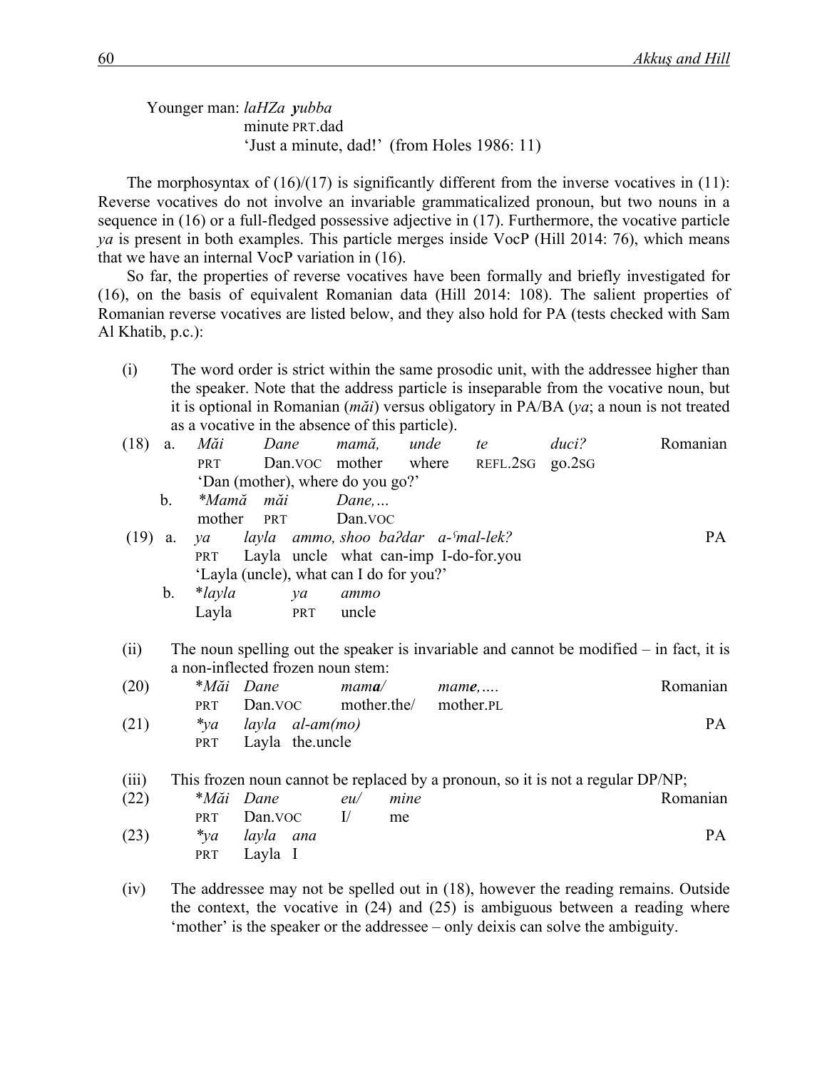Younger man: *laHZa **y**ubba*
minute PRT.dad
'Just a minute, dad!' (from Holes 1986: 11)

The morphosyntax of (16)/(17) is significantly different from the inverse vocatives in (11): Reverse vocatives do not involve an invariable grammaticalized pronoun, but two nouns in a sequence in (16) or a full-fledged possessive adjective in (17). Furthermore, the vocative particle *ya* is present in both examples. This particle merges inside VocP (Hill 2014: 76), which means that we have an internal VocP variation in (16).

So far, the properties of reverse vocatives have been formally and briefly investigated for (16), on the basis of equivalent Romanian data (Hill 2014: 108). The salient properties of Romanian reverse vocatives are listed below, and they also hold for PA (tests checked with Sam Al Khatib, p.c.):

(i) The word order is strict within the same prosodic unit, with the addressee higher than the speaker. Note that the address particle is inseparable from the vocative noun, but it is optional in Romanian (*măi*) versus obligatory in PA/BA (*ya*; a noun is not treated as a vocative in the absence of this particle).

(18) a. *Măi Dane mamă, unde te duci?* — Romanian
PRT Dan.VOC mother where REFL.2SG go.2SG
'Dan (mother), where do you go?'

b. *\*Mamă măi Dane,…*
mother PRT Dan.VOC

(19) a. *ya layla ammo, shoo baʔdar a-ʕmal-lek?* — PA
PRT Layla uncle what can-imp I-do-for.you
'Layla (uncle), what can I do for you?'

b. *\*layla ya ammo*
Layla PRT uncle

(ii) The noun spelling out the speaker is invariable and cannot be modified – in fact, it is a non-inflected frozen noun stem:

(20) *\*Măi Dane mam**a**/ mam**e**,….* — Romanian
PRT Dan.VOC mother.the/ mother.PL

(21) *\*ya layla al-am(mo)* — PA
PRT Layla the.uncle

(iii) This frozen noun cannot be replaced by a pronoun, so it is not a regular DP/NP;

(22) *\*Măi Dane eu/ mine* — Romanian
PRT Dan.VOC I/ me

(23) *\*ya layla ana* — PA
PRT Layla I

(iv) The addressee may not be spelled out in (18), however the reading remains. Outside the context, the vocative in (24) and (25) is ambiguous between a reading where 'mother' is the speaker or the addressee – only deixis can solve the ambiguity.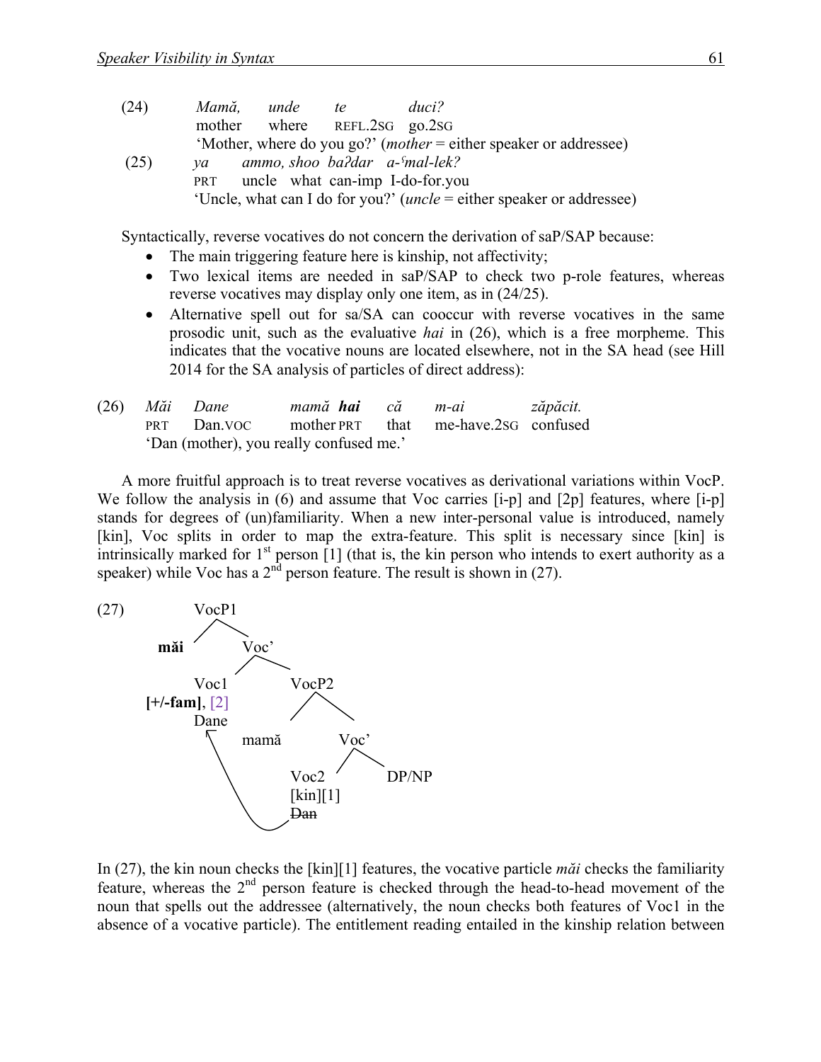(24) *Mamă, unde te duci?*
mother where REFL.2SG go.2SG
'Mother, where do you go?' (*mother* = either speaker or addressee)

(25) *ya ammo, shoo baʔdar a-ʕmal-lek?*
PRT uncle what can-imp I-do-for.you
'Uncle, what can I do for you?' (*uncle* = either speaker or addressee)

Syntactically, reverse vocatives do not concern the derivation of saP/SAP because:

- The main triggering feature here is kinship, not affectivity;
- Two lexical items are needed in saP/SAP to check two p-role features, whereas reverse vocatives may display only one item, as in (24/25).
- Alternative spell out for sa/SA can cooccur with reverse vocatives in the same prosodic unit, such as the evaluative *hai* in (26), which is a free morpheme. This indicates that the vocative nouns are located elsewhere, not in the SA head (see Hill 2014 for the SA analysis of particles of direct address):

(26) *Măi Dane mamă* ***hai*** *că m-ai zăpăcit.*
PRT Dan.VOC mother PRT that me-have.2SG confused
'Dan (mother), you really confused me.'

A more fruitful approach is to treat reverse vocatives as derivational variations within VocP. We follow the analysis in (6) and assume that Voc carries [i-p] and [2p] features, where [i-p] stands for degrees of (un)familiarity. When a new inter-personal value is introduced, namely [kin], Voc splits in order to map the extra-feature. This split is necessary since [kin] is intrinsically marked for 1st person [1] (that is, the kin person who intends to exert authority as a speaker) while Voc has a 2nd person feature. The result is shown in (27).

(27)
```
VocP1
├── măi
└── Voc'
    ├── Voc1 [+/-fam], [2]
    │   Dane  <──────────────┐
    └── VocP2                │
        ├── mamă             │
        └── Voc'             │
            ├── Voc2 [kin][1]│
            │   ~~Dan~~ ─────┘
            └── DP/NP
```

In (27), the kin noun checks the [kin][1] features, the vocative particle *măi* checks the familiarity feature, whereas the 2nd person feature is checked through the head-to-head movement of the noun that spells out the addressee (alternatively, the noun checks both features of Voc1 in the absence of a vocative particle). The entitlement reading entailed in the kinship relation between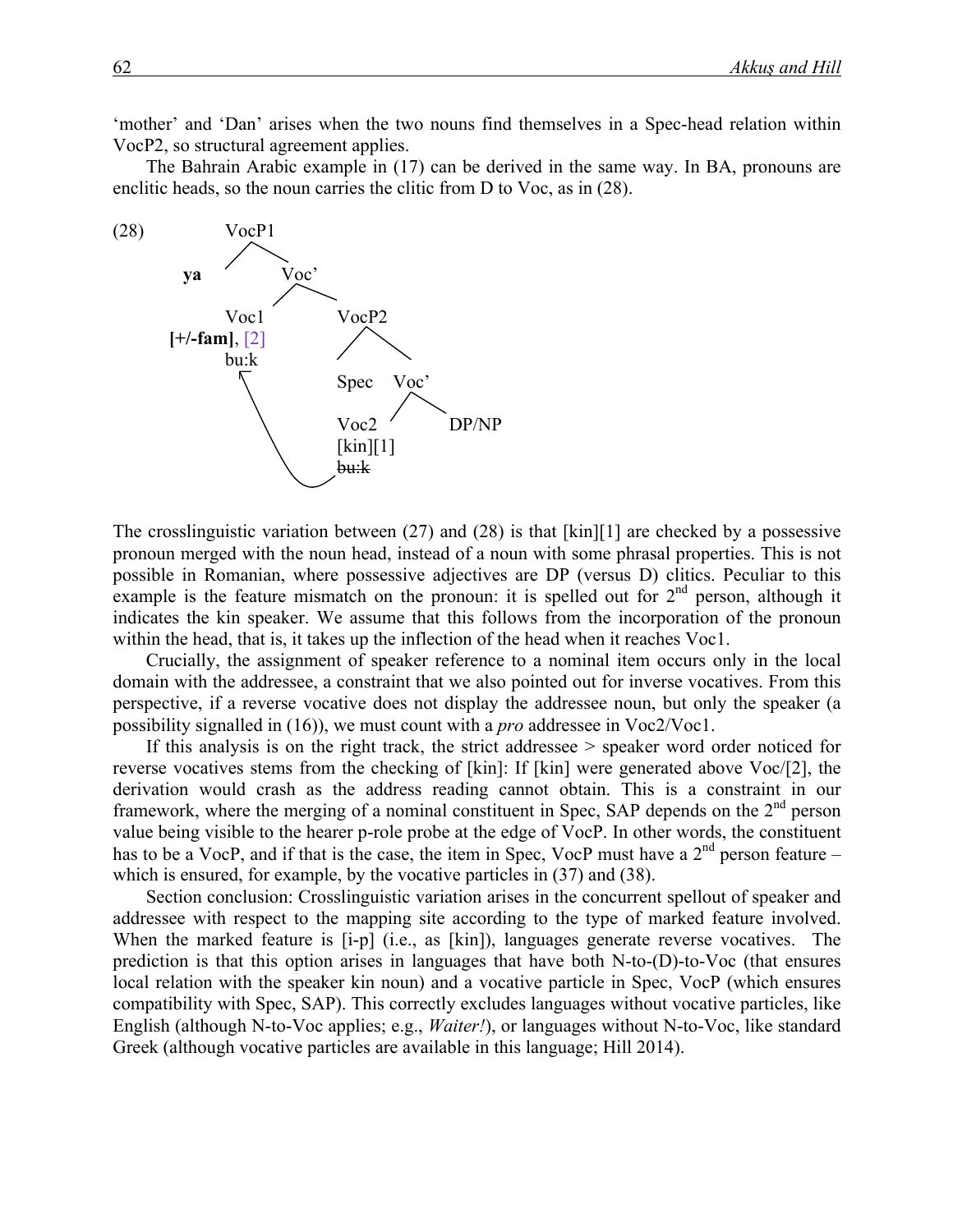'mother' and 'Dan' arises when the two nouns find themselves in a Spec-head relation within VocP2, so structural agreement applies.

The Bahrain Arabic example in (17) can be derived in the same way. In BA, pronouns are enclitic heads, so the noun carries the clitic from D to Voc, as in (28).

```
(28)        VocP1
           /     \
        ya        Voc'
                 /    \
             Voc1      VocP2
  [+/-fam], [2]       /     \
             bu:k   Spec    Voc'
              ↖            /    \
               \       Voc2      DP/NP
                \      [kin][1]
                 \____ bu:k (deleted copy)
```

The crosslinguistic variation between (27) and (28) is that [kin][1] are checked by a possessive pronoun merged with the noun head, instead of a noun with some phrasal properties. This is not possible in Romanian, where possessive adjectives are DP (versus D) clitics. Peculiar to this example is the feature mismatch on the pronoun: it is spelled out for 2nd person, although it indicates the kin speaker. We assume that this follows from the incorporation of the pronoun within the head, that is, it takes up the inflection of the head when it reaches Voc1.

Crucially, the assignment of speaker reference to a nominal item occurs only in the local domain with the addressee, a constraint that we also pointed out for inverse vocatives. From this perspective, if a reverse vocative does not display the addressee noun, but only the speaker (a possibility signalled in (16)), we must count with a *pro* addressee in Voc2/Voc1.

If this analysis is on the right track, the strict addressee > speaker word order noticed for reverse vocatives stems from the checking of [kin]: If [kin] were generated above Voc/[2], the derivation would crash as the address reading cannot obtain. This is a constraint in our framework, where the merging of a nominal constituent in Spec, SAP depends on the 2nd person value being visible to the hearer p-role probe at the edge of VocP. In other words, the constituent has to be a VocP, and if that is the case, the item in Spec, VocP must have a 2nd person feature – which is ensured, for example, by the vocative particles in (37) and (38).

Section conclusion: Crosslinguistic variation arises in the concurrent spellout of speaker and addressee with respect to the mapping site according to the type of marked feature involved. When the marked feature is [i-p] (i.e., as [kin]), languages generate reverse vocatives. The prediction is that this option arises in languages that have both N-to-(D)-to-Voc (that ensures local relation with the speaker kin noun) and a vocative particle in Spec, VocP (which ensures compatibility with Spec, SAP). This correctly excludes languages without vocative particles, like English (although N-to-Voc applies; e.g., *Waiter!*), or languages without N-to-Voc, like standard Greek (although vocative particles are available in this language; Hill 2014).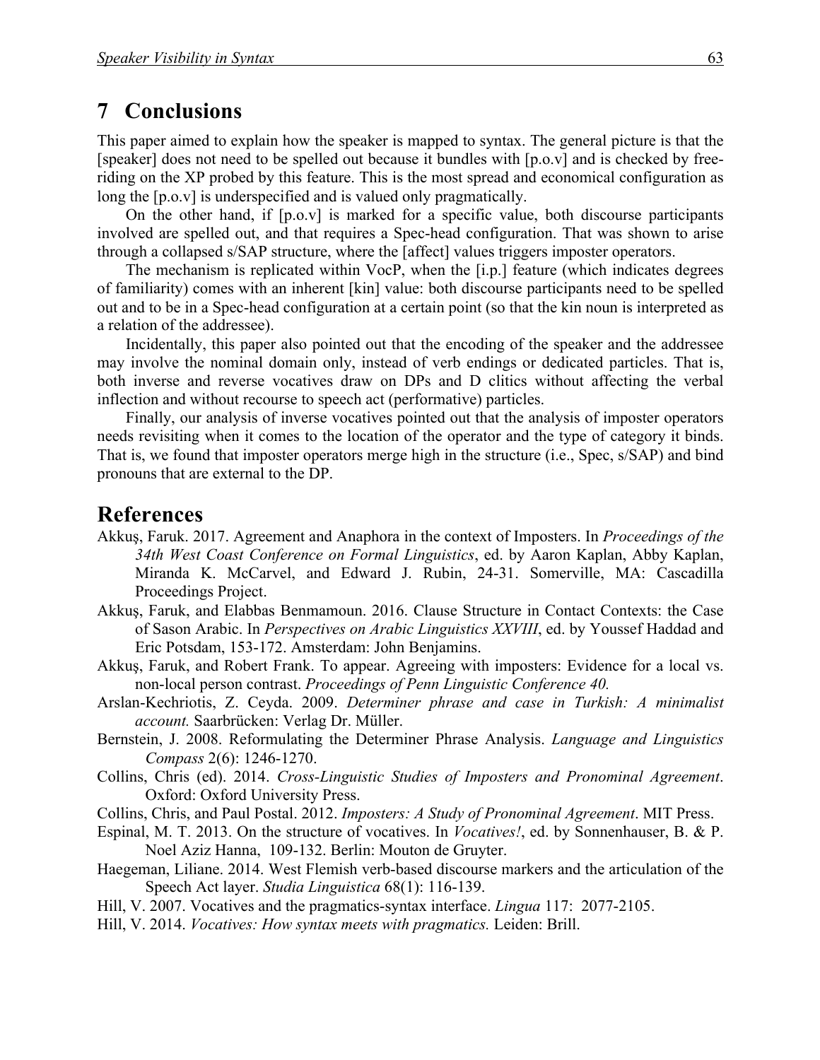## 7 Conclusions

This paper aimed to explain how the speaker is mapped to syntax. The general picture is that the [speaker] does not need to be spelled out because it bundles with [p.o.v] and is checked by free-riding on the XP probed by this feature. This is the most spread and economical configuration as long the [p.o.v] is underspecified and is valued only pragmatically.

On the other hand, if [p.o.v] is marked for a specific value, both discourse participants involved are spelled out, and that requires a Spec-head configuration. That was shown to arise through a collapsed s/SAP structure, where the [affect] values triggers imposter operators.

The mechanism is replicated within VocP, when the [i.p.] feature (which indicates degrees of familiarity) comes with an inherent [kin] value: both discourse participants need to be spelled out and to be in a Spec-head configuration at a certain point (so that the kin noun is interpreted as a relation of the addressee).

Incidentally, this paper also pointed out that the encoding of the speaker and the addressee may involve the nominal domain only, instead of verb endings or dedicated particles. That is, both inverse and reverse vocatives draw on DPs and D clitics without affecting the verbal inflection and without recourse to speech act (performative) particles.

Finally, our analysis of inverse vocatives pointed out that the analysis of imposter operators needs revisiting when it comes to the location of the operator and the type of category it binds. That is, we found that imposter operators merge high in the structure (i.e., Spec, s/SAP) and bind pronouns that are external to the DP.

## References

Akkuş, Faruk. 2017. Agreement and Anaphora in the context of Imposters. In *Proceedings of the 34th West Coast Conference on Formal Linguistics*, ed. by Aaron Kaplan, Abby Kaplan, Miranda K. McCarvel, and Edward J. Rubin, 24-31. Somerville, MA: Cascadilla Proceedings Project.

Akkuş, Faruk, and Elabbas Benmamoun. 2016. Clause Structure in Contact Contexts: the Case of Sason Arabic. In *Perspectives on Arabic Linguistics XXVIII*, ed. by Youssef Haddad and Eric Potsdam, 153-172. Amsterdam: John Benjamins.

Akkuş, Faruk, and Robert Frank. To appear. Agreeing with imposters: Evidence for a local vs. non-local person contrast. *Proceedings of Penn Linguistic Conference 40.*

Arslan-Kechriotis, Z. Ceyda. 2009. *Determiner phrase and case in Turkish: A minimalist account.* Saarbrücken: Verlag Dr. Müller.

Bernstein, J. 2008. Reformulating the Determiner Phrase Analysis. *Language and Linguistics Compass* 2(6): 1246-1270.

Collins, Chris (ed). 2014. *Cross-Linguistic Studies of Imposters and Pronominal Agreement*. Oxford: Oxford University Press.

Collins, Chris, and Paul Postal. 2012. *Imposters: A Study of Pronominal Agreement*. MIT Press.

Espinal, M. T. 2013. On the structure of vocatives. In *Vocatives!*, ed. by Sonnenhauser, B. & P. Noel Aziz Hanna, 109-132. Berlin: Mouton de Gruyter.

Haegeman, Liliane. 2014. West Flemish verb-based discourse markers and the articulation of the Speech Act layer. *Studia Linguistica* 68(1): 116-139.

Hill, V. 2007. Vocatives and the pragmatics-syntax interface. *Lingua* 117: 2077-2105.

Hill, V. 2014. *Vocatives: How syntax meets with pragmatics.* Leiden: Brill.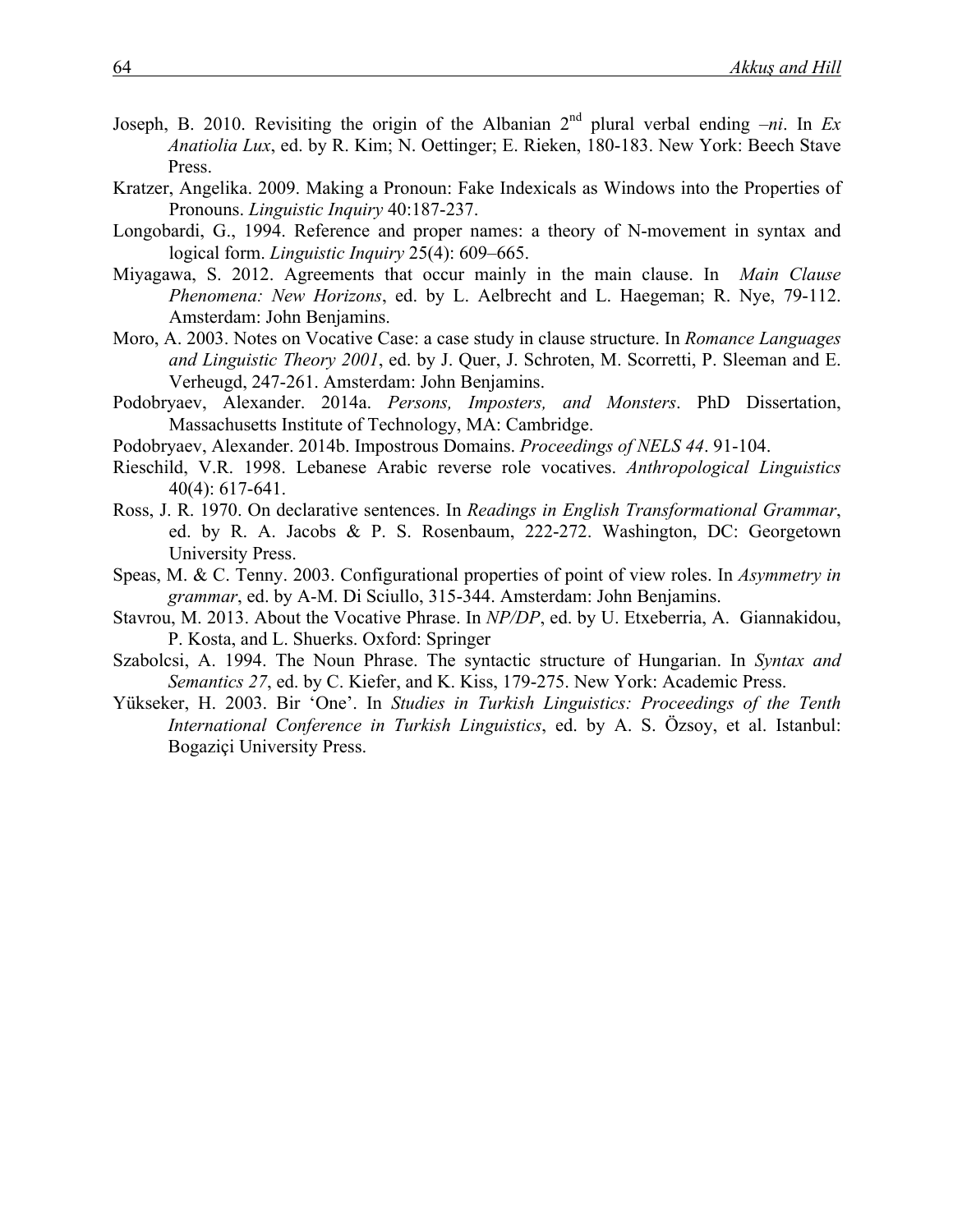Joseph, B. 2010. Revisiting the origin of the Albanian 2nd plural verbal ending *–ni*. In *Ex Anatiolia Lux*, ed. by R. Kim; N. Oettinger; E. Rieken, 180-183. New York: Beech Stave Press.

Kratzer, Angelika. 2009. Making a Pronoun: Fake Indexicals as Windows into the Properties of Pronouns. *Linguistic Inquiry* 40:187-237.

Longobardi, G., 1994. Reference and proper names: a theory of N-movement in syntax and logical form. *Linguistic Inquiry* 25(4): 609–665.

Miyagawa, S. 2012. Agreements that occur mainly in the main clause. In *Main Clause Phenomena: New Horizons*, ed. by L. Aelbrecht and L. Haegeman; R. Nye, 79-112. Amsterdam: John Benjamins.

Moro, A. 2003. Notes on Vocative Case: a case study in clause structure. In *Romance Languages and Linguistic Theory 2001*, ed. by J. Quer, J. Schroten, M. Scorretti, P. Sleeman and E. Verheugd, 247-261. Amsterdam: John Benjamins.

Podobryaev, Alexander. 2014a. *Persons, Imposters, and Monsters*. PhD Dissertation, Massachusetts Institute of Technology, MA: Cambridge.

Podobryaev, Alexander. 2014b. Impostrous Domains. *Proceedings of NELS 44*. 91-104.

Rieschild, V.R. 1998. Lebanese Arabic reverse role vocatives. *Anthropological Linguistics* 40(4): 617-641.

Ross, J. R. 1970. On declarative sentences. In *Readings in English Transformational Grammar*, ed. by R. A. Jacobs & P. S. Rosenbaum, 222-272. Washington, DC: Georgetown University Press.

Speas, M. & C. Tenny. 2003. Configurational properties of point of view roles. In *Asymmetry in grammar*, ed. by A-M. Di Sciullo, 315-344. Amsterdam: John Benjamins.

Stavrou, M. 2013. About the Vocative Phrase. In *NP/DP*, ed. by U. Etxeberria, A. Giannakidou, P. Kosta, and L. Shuerks. Oxford: Springer

Szabolcsi, A. 1994. The Noun Phrase. The syntactic structure of Hungarian. In *Syntax and Semantics 27*, ed. by C. Kiefer, and K. Kiss, 179-275. New York: Academic Press.

Yükseker, H. 2003. Bir 'One'. In *Studies in Turkish Linguistics: Proceedings of the Tenth International Conference in Turkish Linguistics*, ed. by A. S. Özsoy, et al. Istanbul: Bogaziçi University Press.